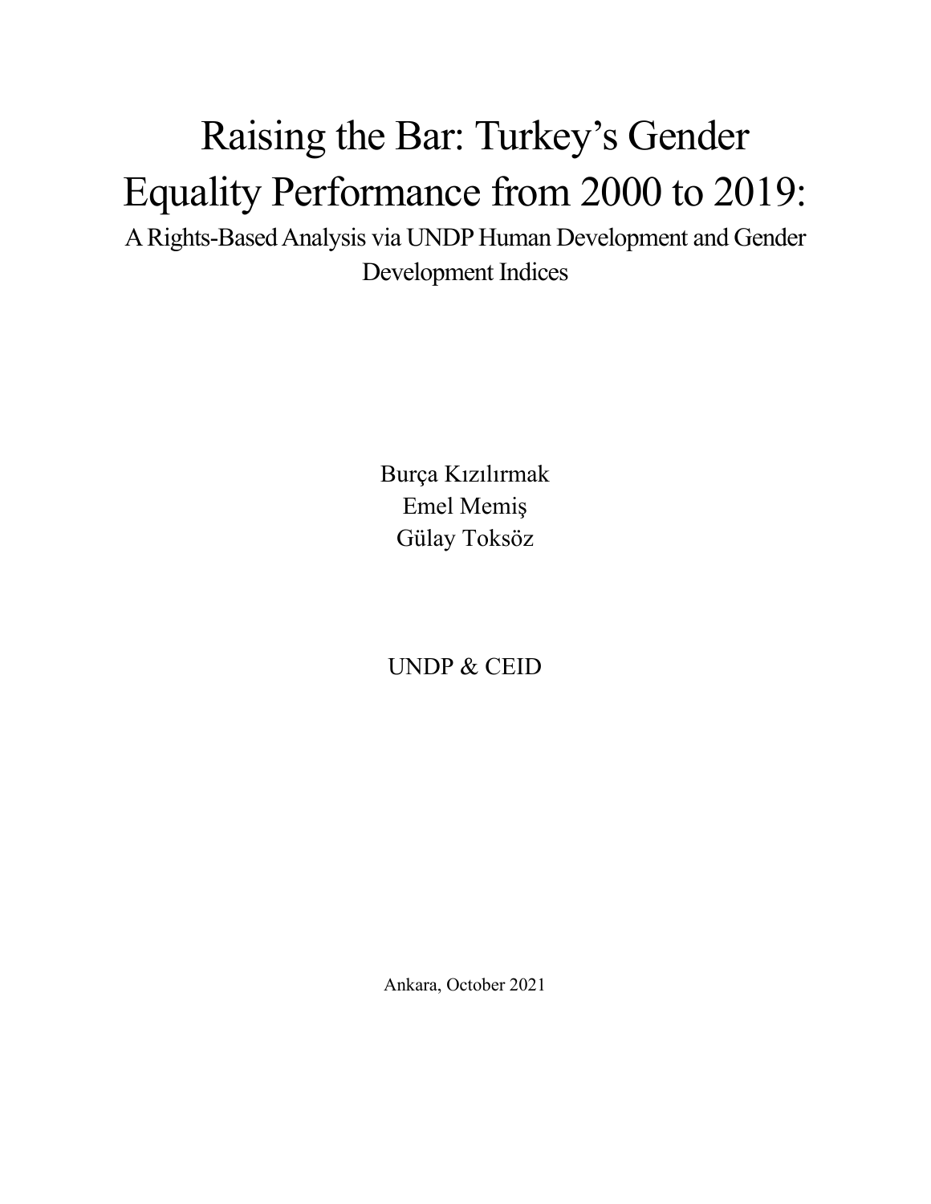# Raising the Bar: Turkey's Gender Equality Performance from 2000 to 2019:

## A Rights-Based Analysis via UNDP Human Development and Gender Development Indices

Burça Kızılırmak
Emel Memiş
Gülay Toksöz

UNDP & CEID

Ankara, October 2021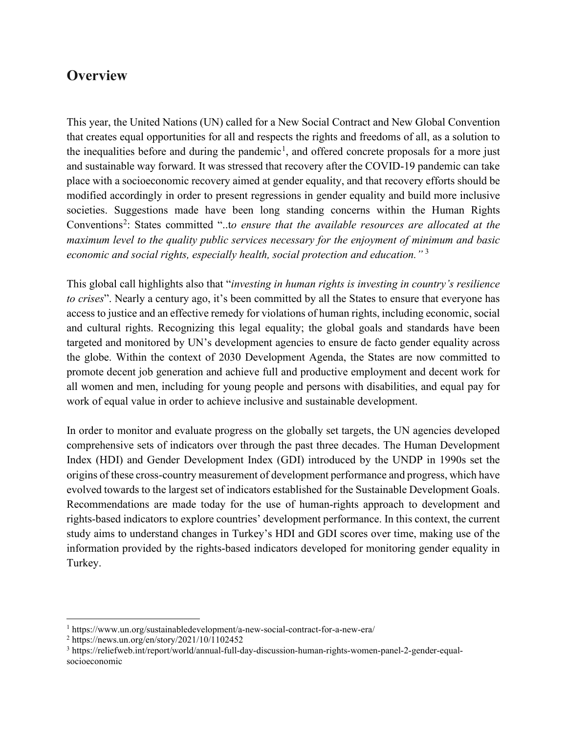## Overview

This year, the United Nations (UN) called for a New Social Contract and New Global Convention that creates equal opportunities for all and respects the rights and freedoms of all, as a solution to the inequalities before and during the pandemic[1], and offered concrete proposals for a more just and sustainable way forward. It was stressed that recovery after the COVID-19 pandemic can take place with a socioeconomic recovery aimed at gender equality, and that recovery efforts should be modified accordingly in order to present regressions in gender equality and build more inclusive societies. Suggestions made have been long standing concerns within the Human Rights Conventions[2]: States committed "..t*o ensure that the available resources are allocated at the maximum level to the quality public services necessary for the enjoyment of minimum and basic economic and social rights, especially health, social protection and education."* [3]

This global call highlights also that "*investing in human rights is investing in country's resilience to crises*". Nearly a century ago, it's been committed by all the States to ensure that everyone has access to justice and an effective remedy for violations of human rights, including economic, social and cultural rights. Recognizing this legal equality; the global goals and standards have been targeted and monitored by UN's development agencies to ensure de facto gender equality across the globe. Within the context of 2030 Development Agenda, the States are now committed to promote decent job generation and achieve full and productive employment and decent work for all women and men, including for young people and persons with disabilities, and equal pay for work of equal value in order to achieve inclusive and sustainable development.

In order to monitor and evaluate progress on the globally set targets, the UN agencies developed comprehensive sets of indicators over through the past three decades. The Human Development Index (HDI) and Gender Development Index (GDI) introduced by the UNDP in 1990s set the origins of these cross-country measurement of development performance and progress, which have evolved towards to the largest set of indicators established for the Sustainable Development Goals. Recommendations are made today for the use of human-rights approach to development and rights-based indicators to explore countries' development performance. In this context, the current study aims to understand changes in Turkey's HDI and GDI scores over time, making use of the information provided by the rights-based indicators developed for monitoring gender equality in Turkey.

---

[1] https://www.un.org/sustainabledevelopment/a-new-social-contract-for-a-new-era/

[2] https://news.un.org/en/story/2021/10/1102452

[3] https://reliefweb.int/report/world/annual-full-day-discussion-human-rights-women-panel-2-gender-equal-socioeconomic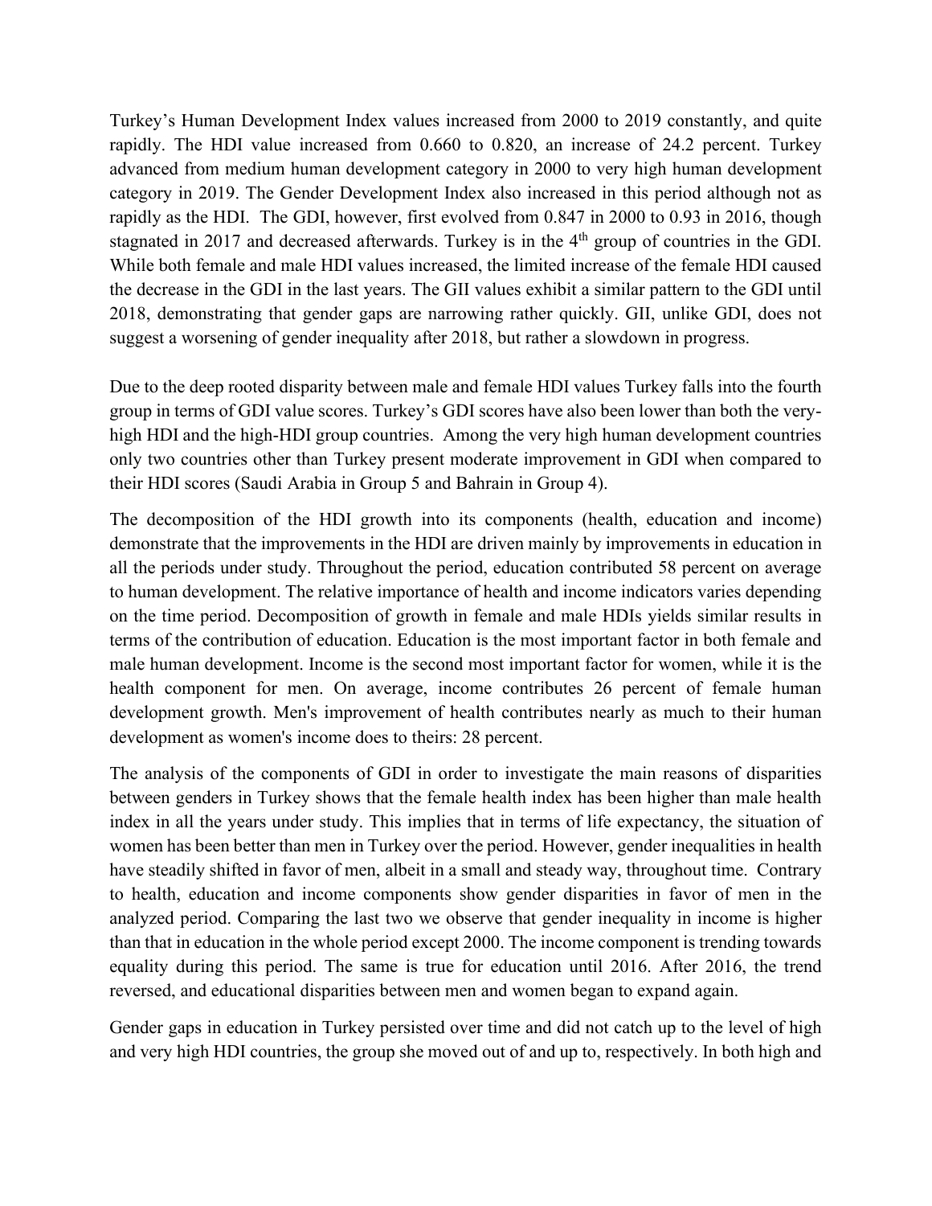Turkey's Human Development Index values increased from 2000 to 2019 constantly, and quite rapidly. The HDI value increased from 0.660 to 0.820, an increase of 24.2 percent. Turkey advanced from medium human development category in 2000 to very high human development category in 2019. The Gender Development Index also increased in this period although not as rapidly as the HDI. The GDI, however, first evolved from 0.847 in 2000 to 0.93 in 2016, though stagnated in 2017 and decreased afterwards. Turkey is in the 4th group of countries in the GDI. While both female and male HDI values increased, the limited increase of the female HDI caused the decrease in the GDI in the last years. The GII values exhibit a similar pattern to the GDI until 2018, demonstrating that gender gaps are narrowing rather quickly. GII, unlike GDI, does not suggest a worsening of gender inequality after 2018, but rather a slowdown in progress.

Due to the deep rooted disparity between male and female HDI values Turkey falls into the fourth group in terms of GDI value scores. Turkey's GDI scores have also been lower than both the very-high HDI and the high-HDI group countries. Among the very high human development countries only two countries other than Turkey present moderate improvement in GDI when compared to their HDI scores (Saudi Arabia in Group 5 and Bahrain in Group 4).

The decomposition of the HDI growth into its components (health, education and income) demonstrate that the improvements in the HDI are driven mainly by improvements in education in all the periods under study. Throughout the period, education contributed 58 percent on average to human development. The relative importance of health and income indicators varies depending on the time period. Decomposition of growth in female and male HDIs yields similar results in terms of the contribution of education. Education is the most important factor in both female and male human development. Income is the second most important factor for women, while it is the health component for men. On average, income contributes 26 percent of female human development growth. Men's improvement of health contributes nearly as much to their human development as women's income does to theirs: 28 percent.

The analysis of the components of GDI in order to investigate the main reasons of disparities between genders in Turkey shows that the female health index has been higher than male health index in all the years under study. This implies that in terms of life expectancy, the situation of women has been better than men in Turkey over the period. However, gender inequalities in health have steadily shifted in favor of men, albeit in a small and steady way, throughout time. Contrary to health, education and income components show gender disparities in favor of men in the analyzed period. Comparing the last two we observe that gender inequality in income is higher than that in education in the whole period except 2000. The income component is trending towards equality during this period. The same is true for education until 2016. After 2016, the trend reversed, and educational disparities between men and women began to expand again.

Gender gaps in education in Turkey persisted over time and did not catch up to the level of high and very high HDI countries, the group she moved out of and up to, respectively. In both high and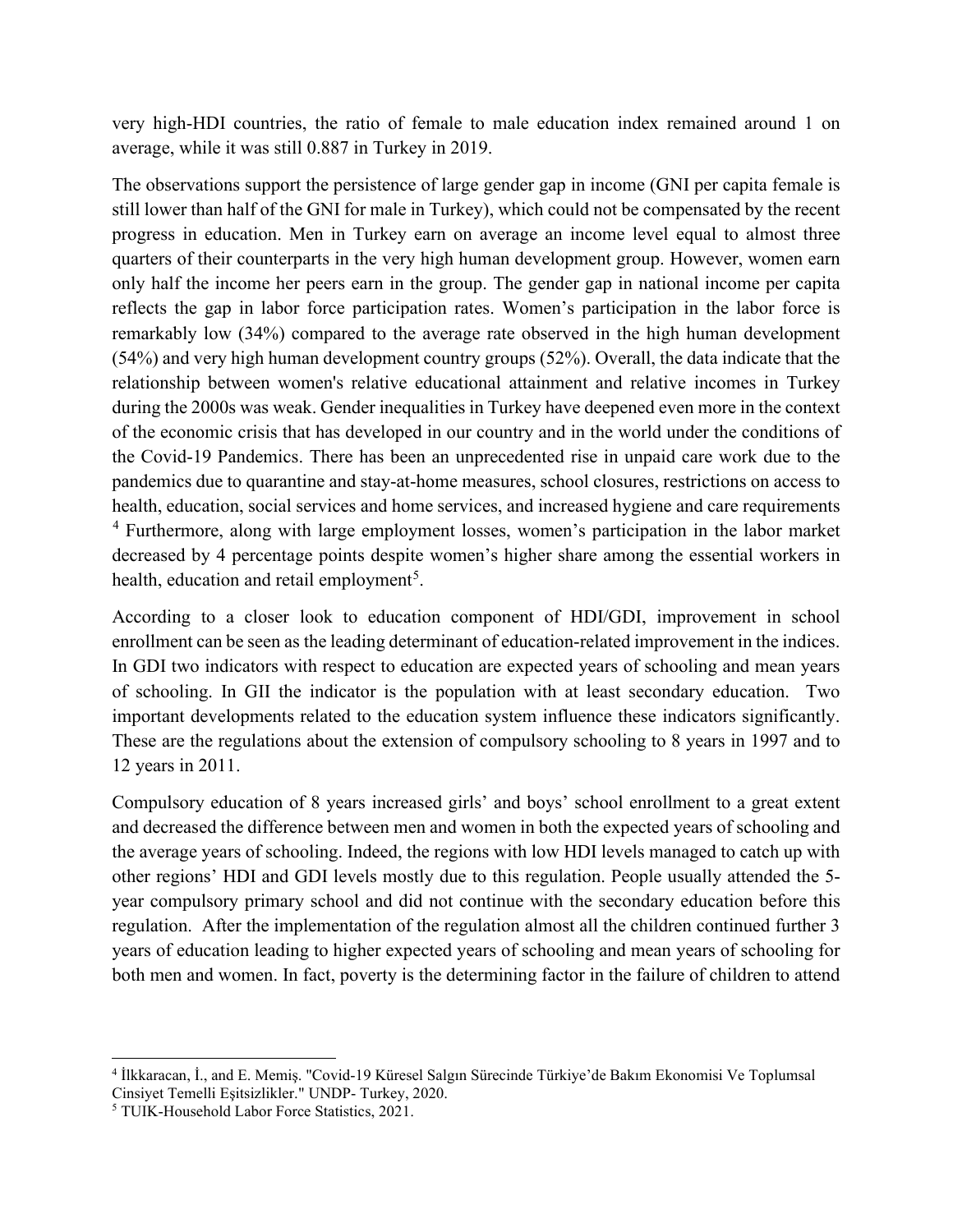very high-HDI countries, the ratio of female to male education index remained around 1 on average, while it was still 0.887 in Turkey in 2019.

The observations support the persistence of large gender gap in income (GNI per capita female is still lower than half of the GNI for male in Turkey), which could not be compensated by the recent progress in education. Men in Turkey earn on average an income level equal to almost three quarters of their counterparts in the very high human development group. However, women earn only half the income her peers earn in the group. The gender gap in national income per capita reflects the gap in labor force participation rates. Women's participation in the labor force is remarkably low (34%) compared to the average rate observed in the high human development (54%) and very high human development country groups (52%). Overall, the data indicate that the relationship between women's relative educational attainment and relative incomes in Turkey during the 2000s was weak. Gender inequalities in Turkey have deepened even more in the context of the economic crisis that has developed in our country and in the world under the conditions of the Covid-19 Pandemics. There has been an unprecedented rise in unpaid care work due to the pandemics due to quarantine and stay-at-home measures, school closures, restrictions on access to health, education, social services and home services, and increased hygiene and care requirements [4] Furthermore, along with large employment losses, women's participation in the labor market decreased by 4 percentage points despite women's higher share among the essential workers in health, education and retail employment[5].

According to a closer look to education component of HDI/GDI, improvement in school enrollment can be seen as the leading determinant of education-related improvement in the indices. In GDI two indicators with respect to education are expected years of schooling and mean years of schooling. In GII the indicator is the population with at least secondary education. Two important developments related to the education system influence these indicators significantly. These are the regulations about the extension of compulsory schooling to 8 years in 1997 and to 12 years in 2011.

Compulsory education of 8 years increased girls' and boys' school enrollment to a great extent and decreased the difference between men and women in both the expected years of schooling and the average years of schooling. Indeed, the regions with low HDI levels managed to catch up with other regions' HDI and GDI levels mostly due to this regulation. People usually attended the 5-year compulsory primary school and did not continue with the secondary education before this regulation. After the implementation of the regulation almost all the children continued further 3 years of education leading to higher expected years of schooling and mean years of schooling for both men and women. In fact, poverty is the determining factor in the failure of children to attend

[4] İlkkaracan, İ., and E. Memiş. "Covid-19 Küresel Salgın Sürecinde Türkiye'de Bakım Ekonomisi Ve Toplumsal Cinsiyet Temelli Eşitsizlikler." UNDP- Turkey, 2020.

[5] TUIK-Household Labor Force Statistics, 2021.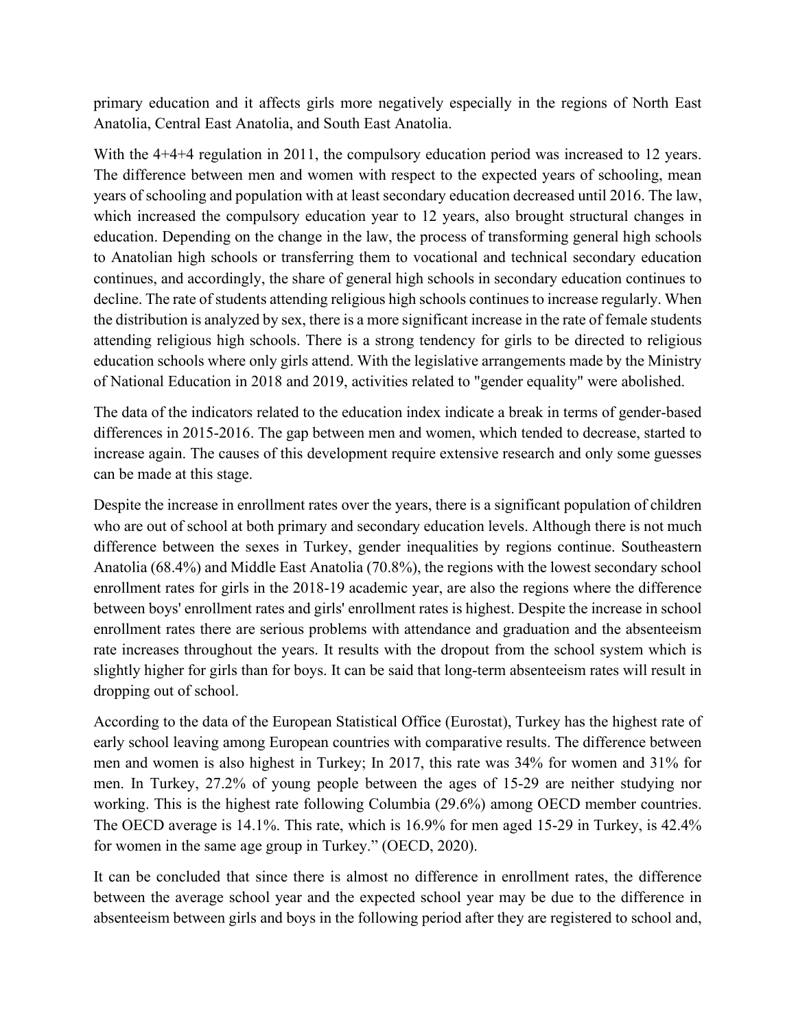primary education and it affects girls more negatively especially in the regions of North East Anatolia, Central East Anatolia, and South East Anatolia.

With the 4+4+4 regulation in 2011, the compulsory education period was increased to 12 years. The difference between men and women with respect to the expected years of schooling, mean years of schooling and population with at least secondary education decreased until 2016. The law, which increased the compulsory education year to 12 years, also brought structural changes in education. Depending on the change in the law, the process of transforming general high schools to Anatolian high schools or transferring them to vocational and technical secondary education continues, and accordingly, the share of general high schools in secondary education continues to decline. The rate of students attending religious high schools continues to increase regularly. When the distribution is analyzed by sex, there is a more significant increase in the rate of female students attending religious high schools. There is a strong tendency for girls to be directed to religious education schools where only girls attend. With the legislative arrangements made by the Ministry of National Education in 2018 and 2019, activities related to "gender equality" were abolished.

The data of the indicators related to the education index indicate a break in terms of gender-based differences in 2015-2016. The gap between men and women, which tended to decrease, started to increase again. The causes of this development require extensive research and only some guesses can be made at this stage.

Despite the increase in enrollment rates over the years, there is a significant population of children who are out of school at both primary and secondary education levels. Although there is not much difference between the sexes in Turkey, gender inequalities by regions continue. Southeastern Anatolia (68.4%) and Middle East Anatolia (70.8%), the regions with the lowest secondary school enrollment rates for girls in the 2018-19 academic year, are also the regions where the difference between boys' enrollment rates and girls' enrollment rates is highest. Despite the increase in school enrollment rates there are serious problems with attendance and graduation and the absenteeism rate increases throughout the years. It results with the dropout from the school system which is slightly higher for girls than for boys. It can be said that long-term absenteeism rates will result in dropping out of school.

According to the data of the European Statistical Office (Eurostat), Turkey has the highest rate of early school leaving among European countries with comparative results. The difference between men and women is also highest in Turkey; In 2017, this rate was 34% for women and 31% for men. In Turkey, 27.2% of young people between the ages of 15-29 are neither studying nor working. This is the highest rate following Columbia (29.6%) among OECD member countries. The OECD average is 14.1%. This rate, which is 16.9% for men aged 15-29 in Turkey, is 42.4% for women in the same age group in Turkey." (OECD, 2020).

It can be concluded that since there is almost no difference in enrollment rates, the difference between the average school year and the expected school year may be due to the difference in absenteeism between girls and boys in the following period after they are registered to school and,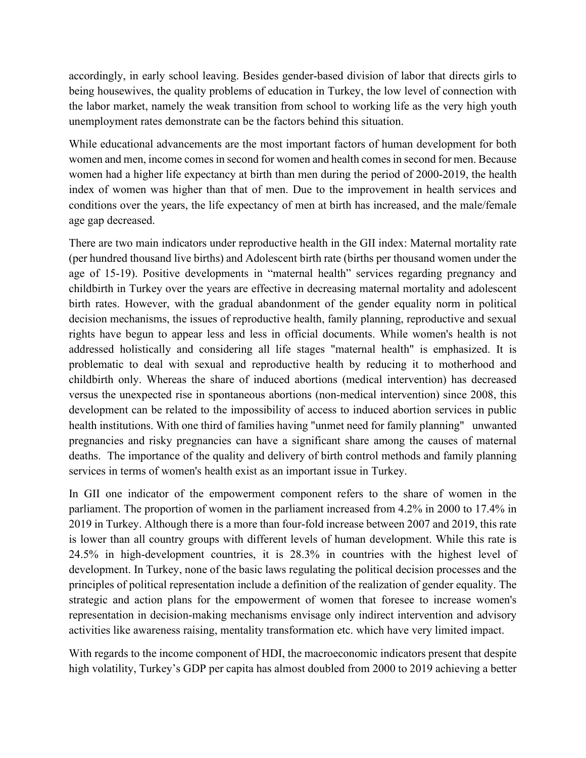accordingly, in early school leaving. Besides gender-based division of labor that directs girls to being housewives, the quality problems of education in Turkey, the low level of connection with the labor market, namely the weak transition from school to working life as the very high youth unemployment rates demonstrate can be the factors behind this situation.

While educational advancements are the most important factors of human development for both women and men, income comes in second for women and health comes in second for men. Because women had a higher life expectancy at birth than men during the period of 2000-2019, the health index of women was higher than that of men. Due to the improvement in health services and conditions over the years, the life expectancy of men at birth has increased, and the male/female age gap decreased.

There are two main indicators under reproductive health in the GII index: Maternal mortality rate (per hundred thousand live births) and Adolescent birth rate (births per thousand women under the age of 15-19). Positive developments in "maternal health" services regarding pregnancy and childbirth in Turkey over the years are effective in decreasing maternal mortality and adolescent birth rates. However, with the gradual abandonment of the gender equality norm in political decision mechanisms, the issues of reproductive health, family planning, reproductive and sexual rights have begun to appear less and less in official documents. While women's health is not addressed holistically and considering all life stages "maternal health" is emphasized. It is problematic to deal with sexual and reproductive health by reducing it to motherhood and childbirth only. Whereas the share of induced abortions (medical intervention) has decreased versus the unexpected rise in spontaneous abortions (non-medical intervention) since 2008, this development can be related to the impossibility of access to induced abortion services in public health institutions. With one third of families having "unmet need for family planning" unwanted pregnancies and risky pregnancies can have a significant share among the causes of maternal deaths. The importance of the quality and delivery of birth control methods and family planning services in terms of women's health exist as an important issue in Turkey.

In GII one indicator of the empowerment component refers to the share of women in the parliament. The proportion of women in the parliament increased from 4.2% in 2000 to 17.4% in 2019 in Turkey. Although there is a more than four-fold increase between 2007 and 2019, this rate is lower than all country groups with different levels of human development. While this rate is 24.5% in high-development countries, it is 28.3% in countries with the highest level of development. In Turkey, none of the basic laws regulating the political decision processes and the principles of political representation include a definition of the realization of gender equality. The strategic and action plans for the empowerment of women that foresee to increase women's representation in decision-making mechanisms envisage only indirect intervention and advisory activities like awareness raising, mentality transformation etc. which have very limited impact.

With regards to the income component of HDI, the macroeconomic indicators present that despite high volatility, Turkey's GDP per capita has almost doubled from 2000 to 2019 achieving a better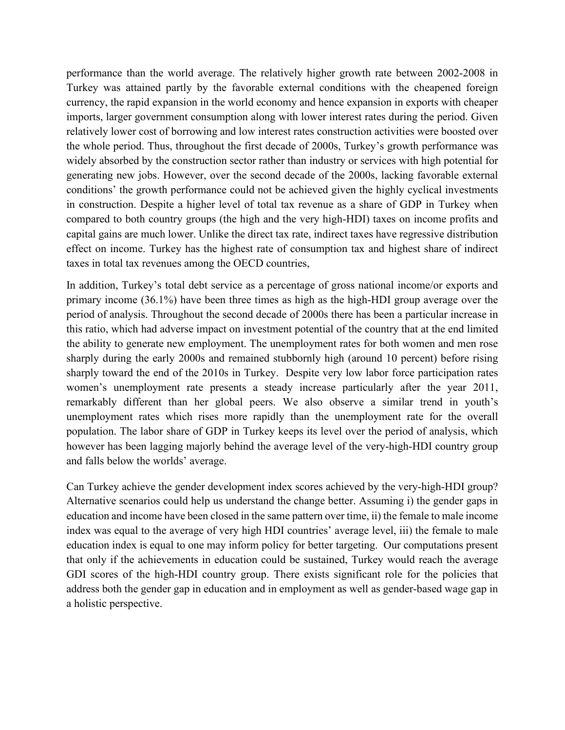performance than the world average. The relatively higher growth rate between 2002-2008 in Turkey was attained partly by the favorable external conditions with the cheapened foreign currency, the rapid expansion in the world economy and hence expansion in exports with cheaper imports, larger government consumption along with lower interest rates during the period. Given relatively lower cost of borrowing and low interest rates construction activities were boosted over the whole period. Thus, throughout the first decade of 2000s, Turkey's growth performance was widely absorbed by the construction sector rather than industry or services with high potential for generating new jobs. However, over the second decade of the 2000s, lacking favorable external conditions' the growth performance could not be achieved given the highly cyclical investments in construction. Despite a higher level of total tax revenue as a share of GDP in Turkey when compared to both country groups (the high and the very high-HDI) taxes on income profits and capital gains are much lower. Unlike the direct tax rate, indirect taxes have regressive distribution effect on income. Turkey has the highest rate of consumption tax and highest share of indirect taxes in total tax revenues among the OECD countries,

In addition, Turkey's total debt service as a percentage of gross national income/or exports and primary income (36.1%) have been three times as high as the high-HDI group average over the period of analysis. Throughout the second decade of 2000s there has been a particular increase in this ratio, which had adverse impact on investment potential of the country that at the end limited the ability to generate new employment. The unemployment rates for both women and men rose sharply during the early 2000s and remained stubbornly high (around 10 percent) before rising sharply toward the end of the 2010s in Turkey. Despite very low labor force participation rates women's unemployment rate presents a steady increase particularly after the year 2011, remarkably different than her global peers. We also observe a similar trend in youth's unemployment rates which rises more rapidly than the unemployment rate for the overall population. The labor share of GDP in Turkey keeps its level over the period of analysis, which however has been lagging majorly behind the average level of the very-high-HDI country group and falls below the worlds' average.

Can Turkey achieve the gender development index scores achieved by the very-high-HDI group? Alternative scenarios could help us understand the change better. Assuming i) the gender gaps in education and income have been closed in the same pattern over time, ii) the female to male income index was equal to the average of very high HDI countries' average level, iii) the female to male education index is equal to one may inform policy for better targeting. Our computations present that only if the achievements in education could be sustained, Turkey would reach the average GDI scores of the high-HDI country group. There exists significant role for the policies that address both the gender gap in education and in employment as well as gender-based wage gap in a holistic perspective.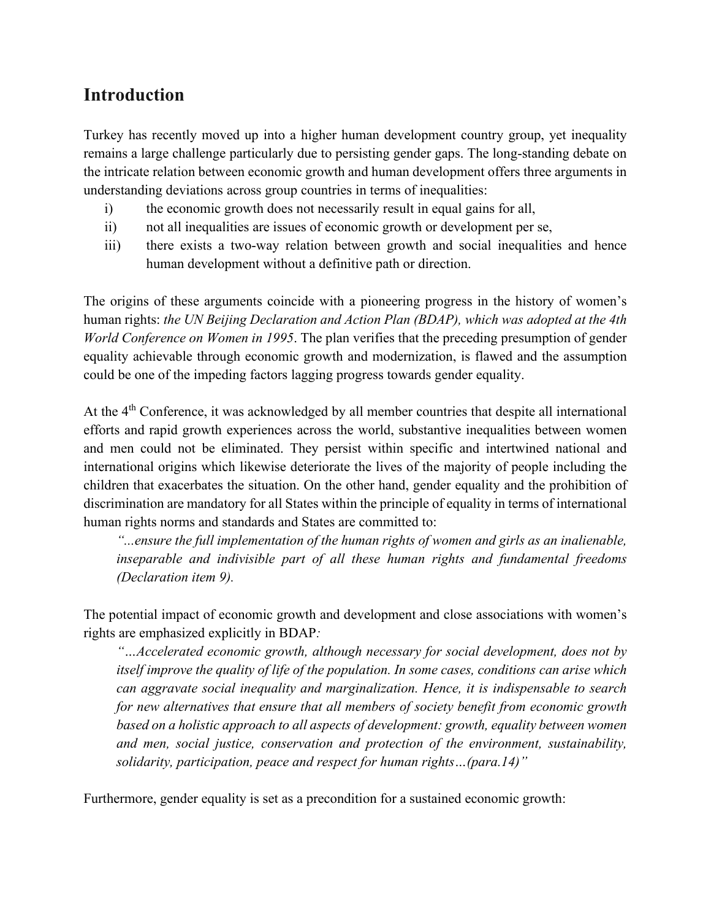## Introduction

Turkey has recently moved up into a higher human development country group, yet inequality remains a large challenge particularly due to persisting gender gaps. The long-standing debate on the intricate relation between economic growth and human development offers three arguments in understanding deviations across group countries in terms of inequalities:

i) the economic growth does not necessarily result in equal gains for all,
ii) not all inequalities are issues of economic growth or development per se,
iii) there exists a two-way relation between growth and social inequalities and hence human development without a definitive path or direction.

The origins of these arguments coincide with a pioneering progress in the history of women's human rights: *the UN Beijing Declaration and Action Plan (BDAP), which was adopted at the 4th World Conference on Women in 1995*. The plan verifies that the preceding presumption of gender equality achievable through economic growth and modernization, is flawed and the assumption could be one of the impeding factors lagging progress towards gender equality.

At the 4th Conference, it was acknowledged by all member countries that despite all international efforts and rapid growth experiences across the world, substantive inequalities between women and men could not be eliminated. They persist within specific and intertwined national and international origins which likewise deteriorate the lives of the majority of people including the children that exacerbates the situation. On the other hand, gender equality and the prohibition of discrimination are mandatory for all States within the principle of equality in terms of international human rights norms and standards and States are committed to:

> *"...ensure the full implementation of the human rights of women and girls as an inalienable, inseparable and indivisible part of all these human rights and fundamental freedoms (Declaration item 9).*

The potential impact of economic growth and development and close associations with women's rights are emphasized explicitly in BDAP*:*

> *"…Accelerated economic growth, although necessary for social development, does not by itself improve the quality of life of the population. In some cases, conditions can arise which can aggravate social inequality and marginalization. Hence, it is indispensable to search for new alternatives that ensure that all members of society benefit from economic growth based on a holistic approach to all aspects of development: growth, equality between women and men, social justice, conservation and protection of the environment, sustainability, solidarity, participation, peace and respect for human rights…(para.14)"*

Furthermore, gender equality is set as a precondition for a sustained economic growth: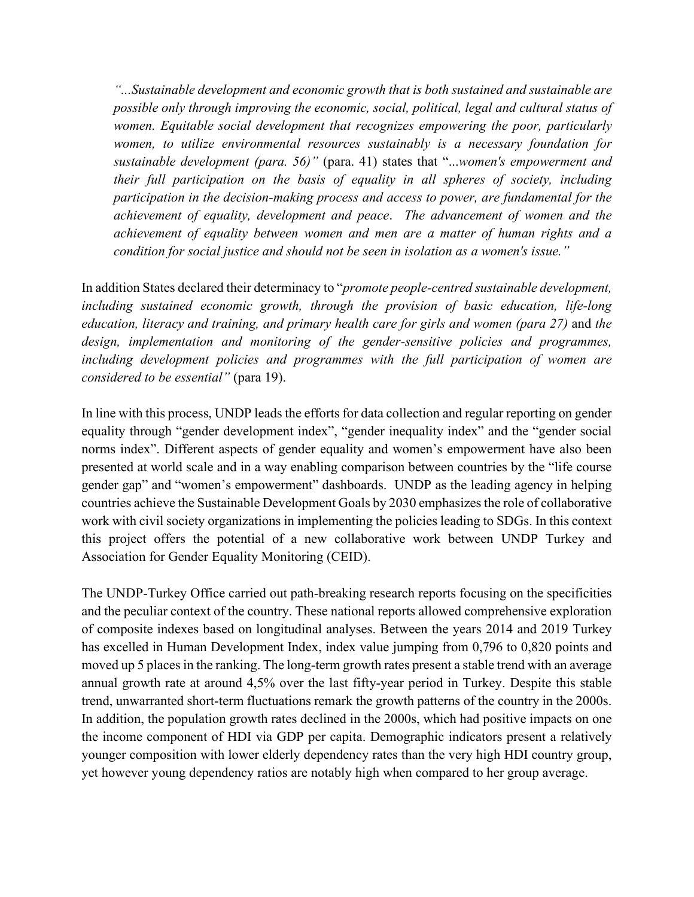> *"...Sustainable development and economic growth that is both sustained and sustainable are possible only through improving the economic, social, political, legal and cultural status of women. Equitable social development that recognizes empowering the poor, particularly women, to utilize environmental resources sustainably is a necessary foundation for sustainable development (para. 56)"* (para. 41) states that "...*women's empowerment and their full participation on the basis of equality in all spheres of society, including participation in the decision-making process and access to power, are fundamental for the achievement of equality, development and peace. The advancement of women and the achievement of equality between women and men are a matter of human rights and a condition for social justice and should not be seen in isolation as a women's issue."*

In addition States declared their determinacy to "*promote people-centred sustainable development, including sustained economic growth, through the provision of basic education, life-long education, literacy and training, and primary health care for girls and women (para 27)* and *the design, implementation and monitoring of the gender-sensitive policies and programmes, including development policies and programmes with the full participation of women are considered to be essential"* (para 19).

In line with this process, UNDP leads the efforts for data collection and regular reporting on gender equality through "gender development index", "gender inequality index" and the "gender social norms index". Different aspects of gender equality and women's empowerment have also been presented at world scale and in a way enabling comparison between countries by the "life course gender gap" and "women's empowerment" dashboards. UNDP as the leading agency in helping countries achieve the Sustainable Development Goals by 2030 emphasizes the role of collaborative work with civil society organizations in implementing the policies leading to SDGs. In this context this project offers the potential of a new collaborative work between UNDP Turkey and Association for Gender Equality Monitoring (CEID).

The UNDP-Turkey Office carried out path-breaking research reports focusing on the specificities and the peculiar context of the country. These national reports allowed comprehensive exploration of composite indexes based on longitudinal analyses. Between the years 2014 and 2019 Turkey has excelled in Human Development Index, index value jumping from 0,796 to 0,820 points and moved up 5 places in the ranking. The long-term growth rates present a stable trend with an average annual growth rate at around 4,5% over the last fifty-year period in Turkey. Despite this stable trend, unwarranted short-term fluctuations remark the growth patterns of the country in the 2000s. In addition, the population growth rates declined in the 2000s, which had positive impacts on one the income component of HDI via GDP per capita. Demographic indicators present a relatively younger composition with lower elderly dependency rates than the very high HDI country group, yet however young dependency ratios are notably high when compared to her group average.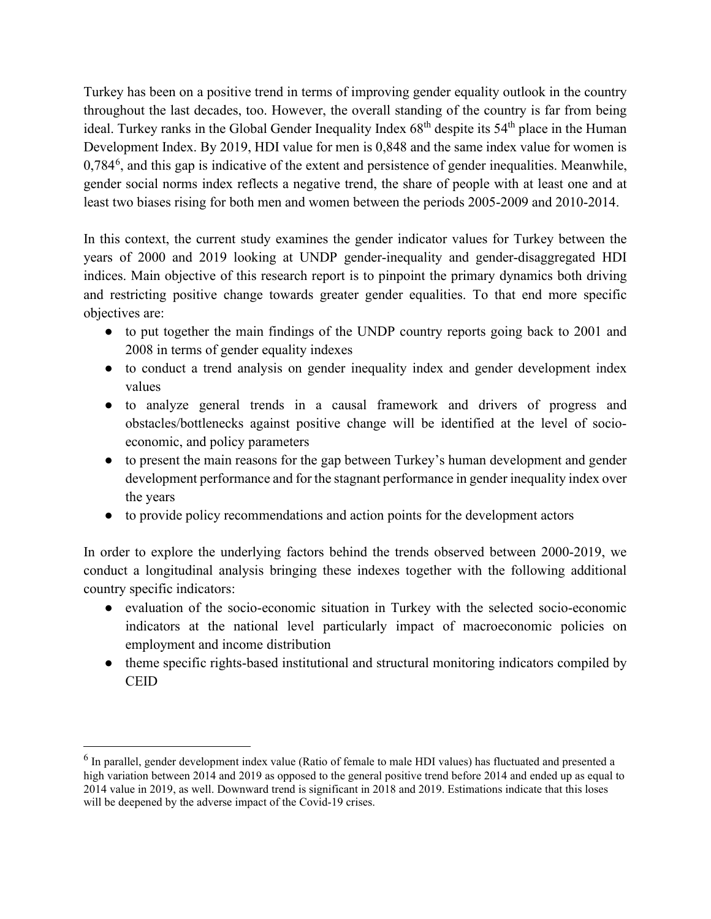Turkey has been on a positive trend in terms of improving gender equality outlook in the country throughout the last decades, too. However, the overall standing of the country is far from being ideal. Turkey ranks in the Global Gender Inequality Index 68th despite its 54th place in the Human Development Index. By 2019, HDI value for men is 0,848 and the same index value for women is 0,784[6], and this gap is indicative of the extent and persistence of gender inequalities. Meanwhile, gender social norms index reflects a negative trend, the share of people with at least one and at least two biases rising for both men and women between the periods 2005-2009 and 2010-2014.

In this context, the current study examines the gender indicator values for Turkey between the years of 2000 and 2019 looking at UNDP gender-inequality and gender-disaggregated HDI indices. Main objective of this research report is to pinpoint the primary dynamics both driving and restricting positive change towards greater gender equalities. To that end more specific objectives are:

- to put together the main findings of the UNDP country reports going back to 2001 and 2008 in terms of gender equality indexes
- to conduct a trend analysis on gender inequality index and gender development index values
- to analyze general trends in a causal framework and drivers of progress and obstacles/bottlenecks against positive change will be identified at the level of socio-economic, and policy parameters
- to present the main reasons for the gap between Turkey's human development and gender development performance and for the stagnant performance in gender inequality index over the years
- to provide policy recommendations and action points for the development actors

In order to explore the underlying factors behind the trends observed between 2000-2019, we conduct a longitudinal analysis bringing these indexes together with the following additional country specific indicators:

- evaluation of the socio-economic situation in Turkey with the selected socio-economic indicators at the national level particularly impact of macroeconomic policies on employment and income distribution
- theme specific rights-based institutional and structural monitoring indicators compiled by CEID

---

[6] In parallel, gender development index value (Ratio of female to male HDI values) has fluctuated and presented a high variation between 2014 and 2019 as opposed to the general positive trend before 2014 and ended up as equal to 2014 value in 2019, as well. Downward trend is significant in 2018 and 2019. Estimations indicate that this loses will be deepened by the adverse impact of the Covid-19 crises.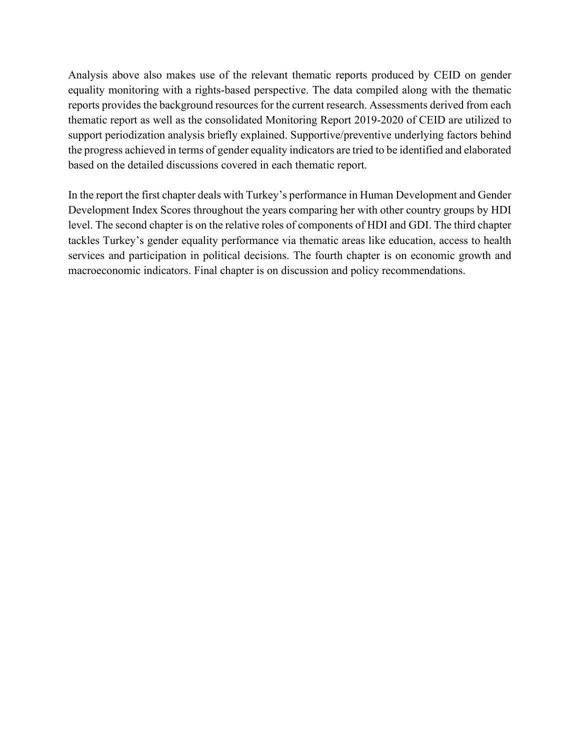Analysis above also makes use of the relevant thematic reports produced by CEID on gender equality monitoring with a rights-based perspective. The data compiled along with the thematic reports provides the background resources for the current research. Assessments derived from each thematic report as well as the consolidated Monitoring Report 2019-2020 of CEID are utilized to support periodization analysis briefly explained. Supportive/preventive underlying factors behind the progress achieved in terms of gender equality indicators are tried to be identified and elaborated based on the detailed discussions covered in each thematic report.

In the report the first chapter deals with Turkey's performance in Human Development and Gender Development Index Scores throughout the years comparing her with other country groups by HDI level. The second chapter is on the relative roles of components of HDI and GDI. The third chapter tackles Turkey's gender equality performance via thematic areas like education, access to health services and participation in political decisions. The fourth chapter is on economic growth and macroeconomic indicators. Final chapter is on discussion and policy recommendations.